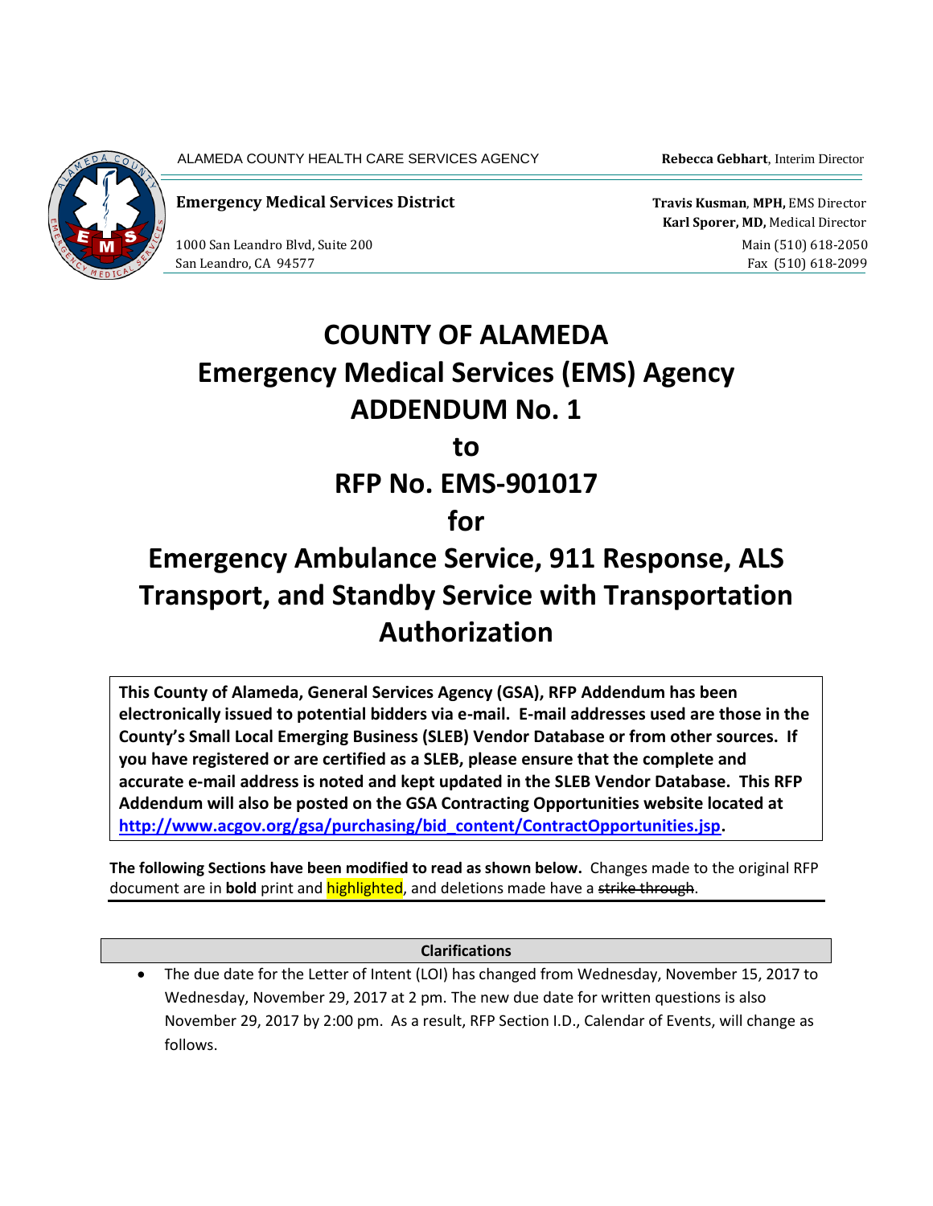ALAMEDA COUNTY HEALTH CARE SERVICES AGENCY **Rebecca Gebhart**, Interim Director

**Emergency Medical Services District**

**Travis Kusman, MPH,** EMS Director
**Karl Sporer, MD,** Medical Director

1000 San Leandro Blvd, Suite 200
San Leandro, CA 94577

Main (510) 618-2050
Fax (510) 618-2099

# COUNTY OF ALAMEDA
# Emergency Medical Services (EMS) Agency
# ADDENDUM No. 1
# to
# RFP No. EMS-901017
# for
# Emergency Ambulance Service, 911 Response, ALS Transport, and Standby Service with Transportation Authorization

**This County of Alameda, General Services Agency (GSA), RFP Addendum has been electronically issued to potential bidders via e-mail. E-mail addresses used are those in the County's Small Local Emerging Business (SLEB) Vendor Database or from other sources. If you have registered or are certified as a SLEB, please ensure that the complete and accurate e-mail address is noted and kept updated in the SLEB Vendor Database. This RFP Addendum will also be posted on the GSA Contracting Opportunities website located at [http://www.acgov.org/gsa/purchasing/bid_content/ContractOpportunities.jsp](http://www.acgov.org/gsa/purchasing/bid_content/ContractOpportunities.jsp).**

**The following Sections have been modified to read as shown below.** Changes made to the original RFP document are in **bold** print and highlighted, and deletions made have a ~~strike through~~.

**Clarifications**

- The due date for the Letter of Intent (LOI) has changed from Wednesday, November 15, 2017 to Wednesday, November 29, 2017 at 2 pm. The new due date for written questions is also November 29, 2017 by 2:00 pm. As a result, RFP Section I.D., Calendar of Events, will change as follows.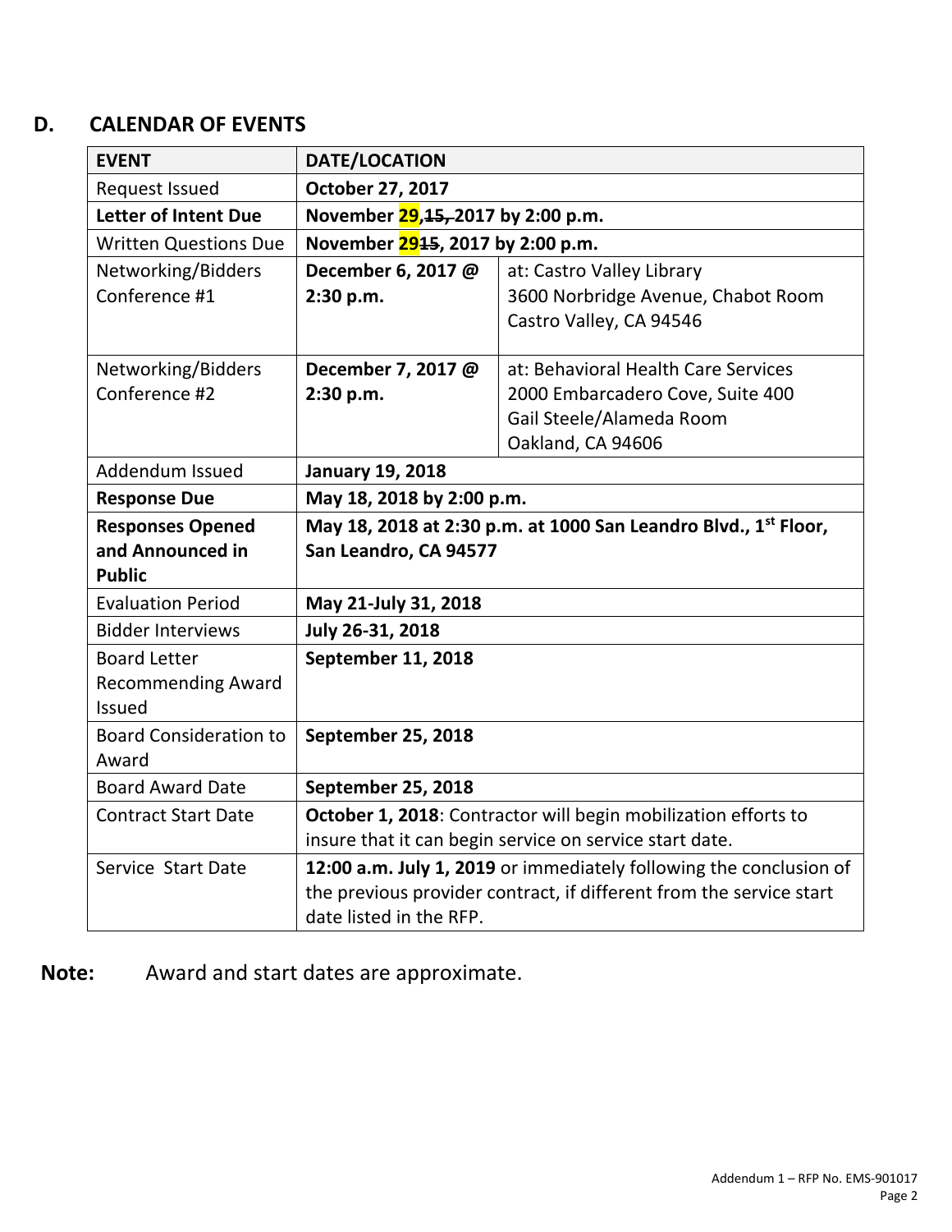## D. CALENDAR OF EVENTS

| EVENT | DATE/LOCATION | |
|---|---|---|
| Request Issued | **October 27, 2017** | |
| **Letter of Intent Due** | **November 29,~~15,~~ 2017 by 2:00 p.m.** | |
| Written Questions Due | **November 29~~15~~, 2017 by 2:00 p.m.** | |
| Networking/Bidders Conference #1 | **December 6, 2017 @ 2:30 p.m.** | at: Castro Valley Library<br>3600 Norbridge Avenue, Chabot Room<br>Castro Valley, CA 94546 |
| Networking/Bidders Conference #2 | **December 7, 2017 @ 2:30 p.m.** | at: Behavioral Health Care Services<br>2000 Embarcadero Cove, Suite 400<br>Gail Steele/Alameda Room<br>Oakland, CA 94606 |
| Addendum Issued | **January 19, 2018** | |
| **Response Due** | **May 18, 2018 by 2:00 p.m.** | |
| **Responses Opened and Announced in Public** | **May 18, 2018 at 2:30 p.m. at 1000 San Leandro Blvd., 1st Floor, San Leandro, CA 94577** | |
| Evaluation Period | **May 21-July 31, 2018** | |
| Bidder Interviews | **July 26-31, 2018** | |
| Board Letter Recommending Award Issued | **September 11, 2018** | |
| Board Consideration to Award | **September 25, 2018** | |
| Board Award Date | **September 25, 2018** | |
| Contract Start Date | **October 1, 2018**: Contractor will begin mobilization efforts to insure that it can begin service on service start date. | |
| Service Start Date | **12:00 a.m. July 1, 2019** or immediately following the conclusion of the previous provider contract, if different from the service start date listed in the RFP. | |

**Note:** Award and start dates are approximate.